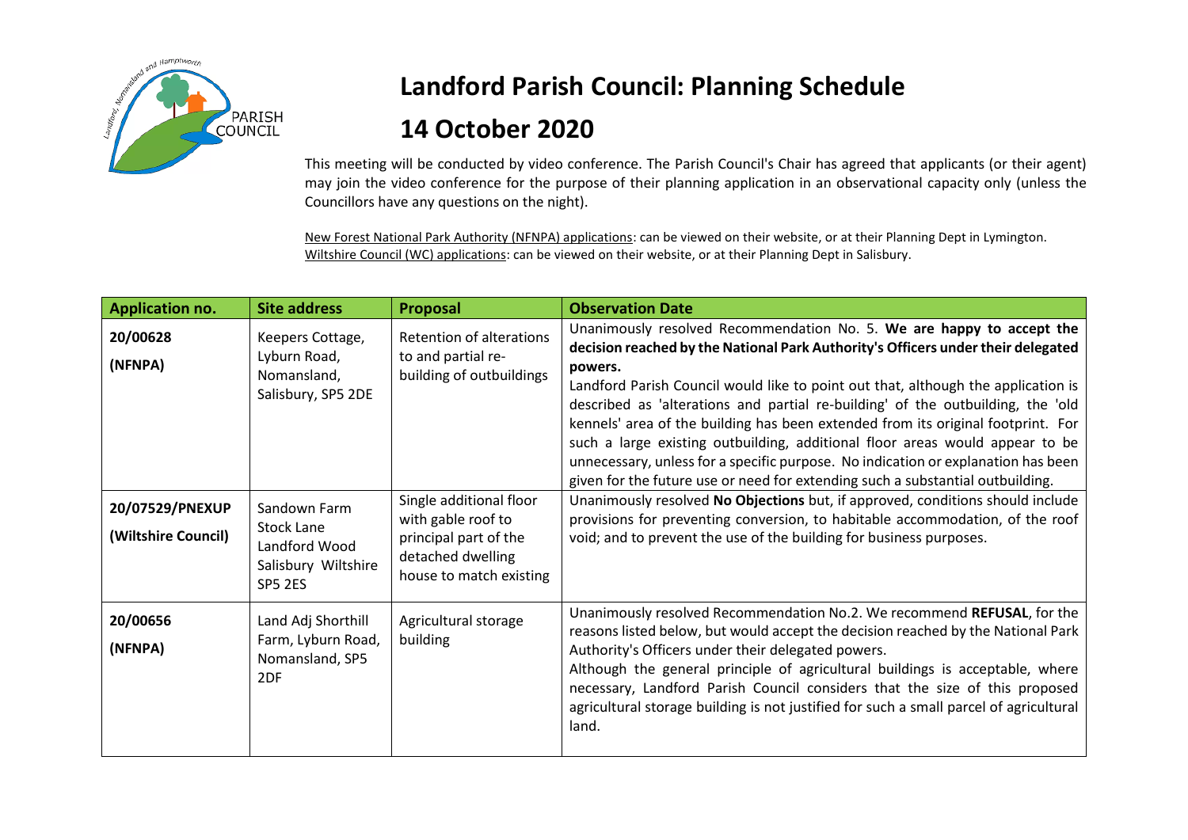# Landford Parish Council: Planning Schedule

# 14 October 2020

This meeting will be conducted by video conference. The Parish Council's Chair has agreed that applicants (or their agent) may join the video conference for the purpose of their planning application in an observational capacity only (unless the Councillors have any questions on the night).

New Forest National Park Authority (NFNPA) applications: can be viewed on their website, or at their Planning Dept in Lymington.
Wiltshire Council (WC) applications: can be viewed on their website, or at their Planning Dept in Salisbury.

| Application no. | Site address | Proposal | Observation Date |
|---|---|---|---|
| 20/00628<br>(NFNPA) | Keepers Cottage, Lyburn Road, Nomansland, Salisbury, SP5 2DE | Retention of alterations to and partial re-building of outbuildings | Unanimously resolved Recommendation No. 5. **We are happy to accept the decision reached by the National Park Authority's Officers under their delegated powers.**<br>Landford Parish Council would like to point out that, although the application is described as 'alterations and partial re-building' of the outbuilding, the 'old kennels' area of the building has been extended from its original footprint. For such a large existing outbuilding, additional floor areas would appear to be unnecessary, unless for a specific purpose. No indication or explanation has been given for the future use or need for extending such a substantial outbuilding. |
| 20/07529/PNEXUP<br>(Wiltshire Council) | Sandown Farm Stock Lane Landford Wood Salisbury Wiltshire SP5 2ES | Single additional floor with gable roof to principal part of the detached dwelling house to match existing | Unanimously resolved **No Objections** but, if approved, conditions should include provisions for preventing conversion, to habitable accommodation, of the roof void; and to prevent the use of the building for business purposes. |
| 20/00656<br>(NFNPA) | Land Adj Shorthill Farm, Lyburn Road, Nomansland, SP5 2DF | Agricultural storage building | Unanimously resolved Recommendation No.2. We recommend **REFUSAL**, for the reasons listed below, but would accept the decision reached by the National Park Authority's Officers under their delegated powers.<br>Although the general principle of agricultural buildings is acceptable, where necessary, Landford Parish Council considers that the size of this proposed agricultural storage building is not justified for such a small parcel of agricultural land. |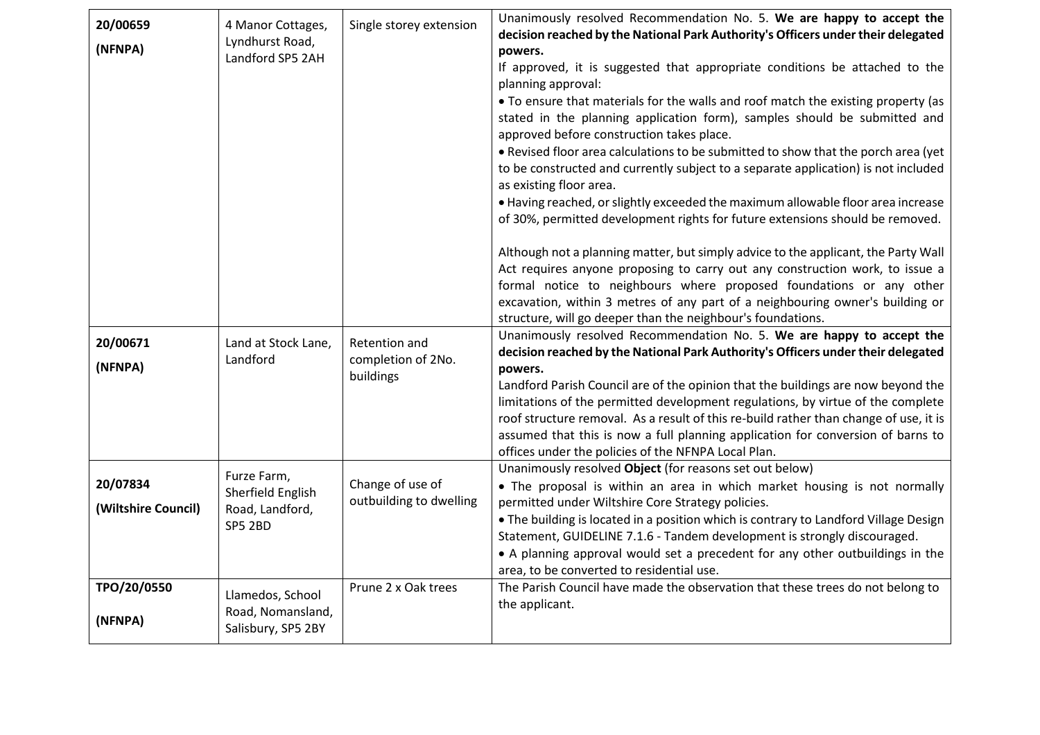| | | | |
|---|---|---|---|
| **20/00659** <br> **(NFNPA)** | 4 Manor Cottages, Lyndhurst Road, Landford SP5 2AH | Single storey extension | Unanimously resolved Recommendation No. 5. **We are happy to accept the decision reached by the National Park Authority's Officers under their delegated powers.** <br> If approved, it is suggested that appropriate conditions be attached to the planning approval: <br> • To ensure that materials for the walls and roof match the existing property (as stated in the planning application form), samples should be submitted and approved before construction takes place. <br> • Revised floor area calculations to be submitted to show that the porch area (yet to be constructed and currently subject to a separate application) is not included as existing floor area. <br> • Having reached, or slightly exceeded the maximum allowable floor area increase of 30%, permitted development rights for future extensions should be removed. <br><br> Although not a planning matter, but simply advice to the applicant, the Party Wall Act requires anyone proposing to carry out any construction work, to issue a formal notice to neighbours where proposed foundations or any other excavation, within 3 metres of any part of a neighbouring owner's building or structure, will go deeper than the neighbour's foundations. |
| **20/00671** <br> **(NFNPA)** | Land at Stock Lane, Landford | Retention and completion of 2No. buildings | Unanimously resolved Recommendation No. 5. **We are happy to accept the decision reached by the National Park Authority's Officers under their delegated powers.** <br> Landford Parish Council are of the opinion that the buildings are now beyond the limitations of the permitted development regulations, by virtue of the complete roof structure removal. As a result of this re-build rather than change of use, it is assumed that this is now a full planning application for conversion of barns to offices under the policies of the NFNPA Local Plan. |
| **20/07834** <br> **(Wiltshire Council)** | Furze Farm, Sherfield English Road, Landford, SP5 2BD | Change of use of outbuilding to dwelling | Unanimously resolved **Object** (for reasons set out below) <br> • The proposal is within an area in which market housing is not normally permitted under Wiltshire Core Strategy policies. <br> • The building is located in a position which is contrary to Landford Village Design Statement, GUIDELINE 7.1.6 - Tandem development is strongly discouraged. <br> • A planning approval would set a precedent for any other outbuildings in the area, to be converted to residential use. |
| **TPO/20/0550** <br> **(NFNPA)** | Llamedos, School Road, Nomansland, Salisbury, SP5 2BY | Prune 2 x Oak trees | The Parish Council have made the observation that these trees do not belong to the applicant. |